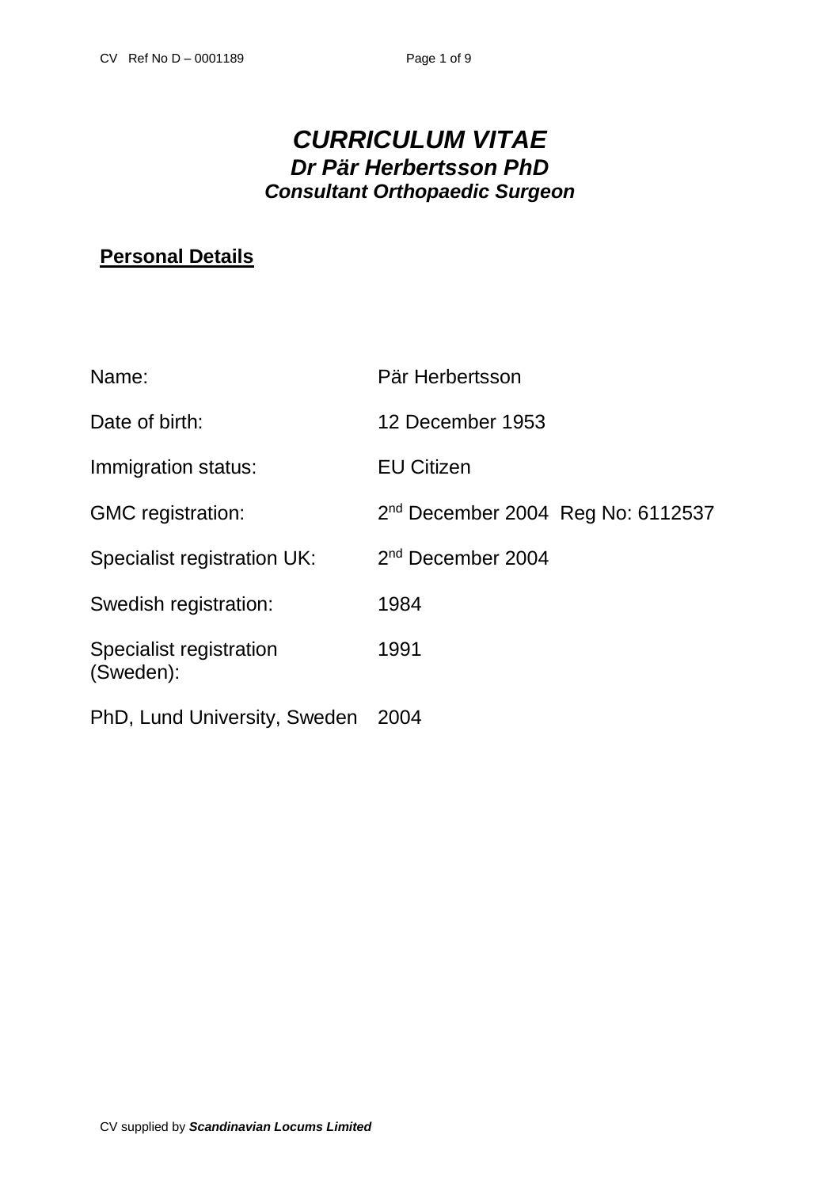# *CURRICULUM VITAE*

## *Dr Pär Herbertsson PhD*

### *Consultant Orthopaedic Surgeon*

**Personal Details**

| | |
|---|---|
| Name: | Pär Herbertsson |
| Date of birth: | 12 December 1953 |
| Immigration status: | EU Citizen |
| GMC registration: | 2nd December 2004 Reg No: 6112537 |
| Specialist registration UK: | 2nd December 2004 |
| Swedish registration: | 1984 |
| Specialist registration (Sweden): | 1991 |
| PhD, Lund University, Sweden | 2004 |

CV supplied by ***Scandinavian Locums Limited***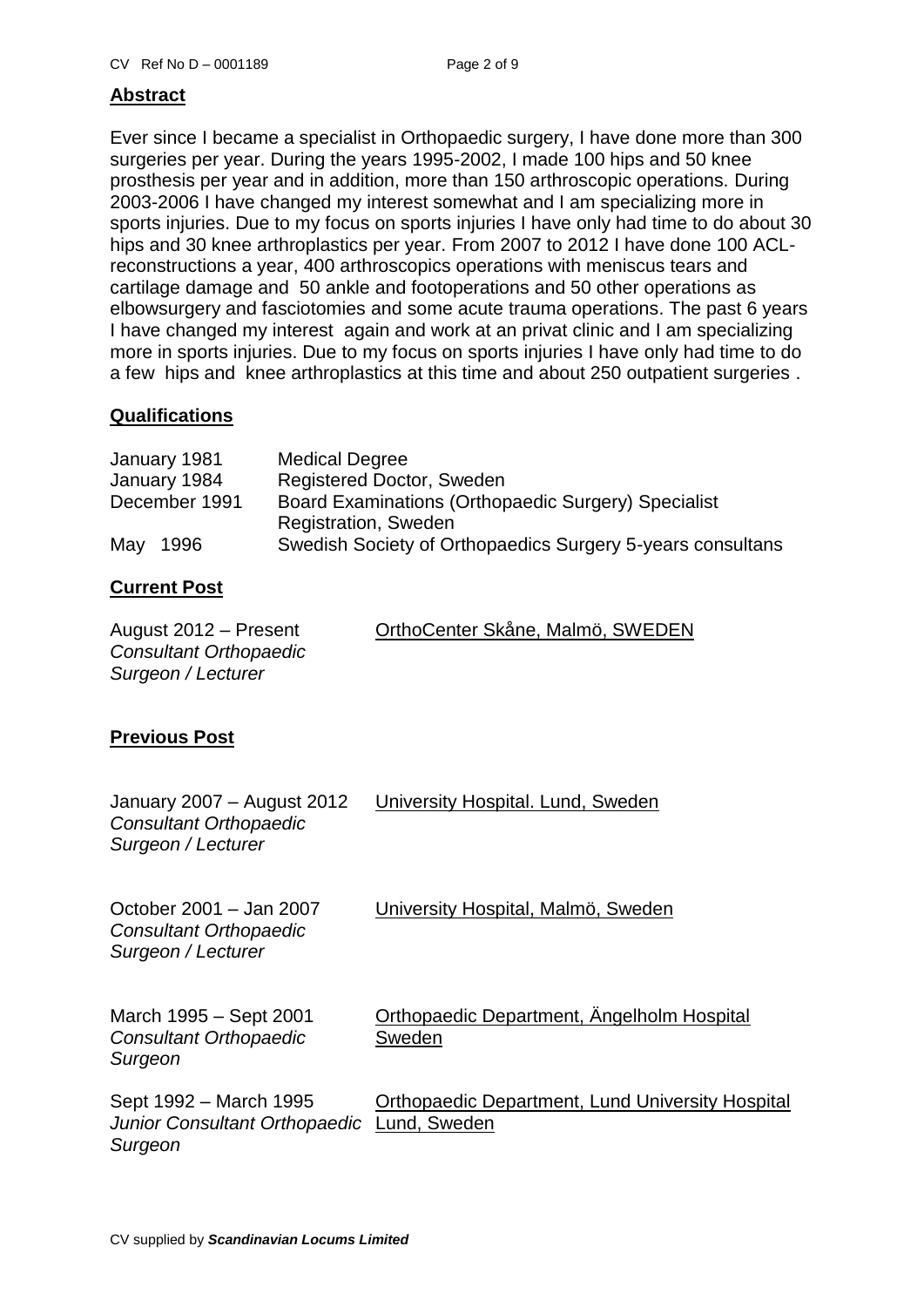## Abstract

Ever since I became a specialist in Orthopaedic surgery, I have done more than 300 surgeries per year. During the years 1995-2002, I made 100 hips and 50 knee prosthesis per year and in addition, more than 150 arthroscopic operations. During 2003-2006 I have changed my interest somewhat and I am specializing more in sports injuries. Due to my focus on sports injuries I have only had time to do about 30 hips and 30 knee arthroplastics per year. From 2007 to 2012 I have done 100 ACL-reconstructions a year, 400 arthroscopics operations with meniscus tears and cartilage damage and  50 ankle and footoperations and 50 other operations as elbowsurgery and fasciotomies and some acute trauma operations. The past 6 years I have changed my interest  again and work at an privat clinic and I am specializing more in sports injuries. Due to my focus on sports injuries I have only had time to do a few  hips and  knee arthroplastics at this time and about 250 outpatient surgeries .

## Qualifications

| | |
|---|---|
| January 1981 | Medical Degree |
| January 1984 | Registered Doctor, Sweden |
| December 1991 | Board Examinations (Orthopaedic Surgery) Specialist Registration, Sweden |
| May  1996 | Swedish Society of Orthopaedics Surgery 5-years consultans |

## Current Post

August 2012 – Present  
*Consultant Orthopaedic Surgeon / Lecturer*  
OrthoCenter Skåne, Malmö, SWEDEN

## Previous Post

January 2007 – August 2012  
*Consultant Orthopaedic Surgeon / Lecturer*  
University Hospital. Lund, Sweden

October 2001 – Jan 2007  
*Consultant Orthopaedic Surgeon / Lecturer*  
University Hospital, Malmö, Sweden

March 1995 – Sept 2001  
*Consultant Orthopaedic Surgeon*  
Orthopaedic Department, Ängelholm Hospital Sweden

Sept 1992 – March 1995  
*Junior Consultant Orthopaedic Surgeon*  
Orthopaedic Department, Lund University Hospital Lund, Sweden

CV supplied by ***Scandinavian Locums Limited***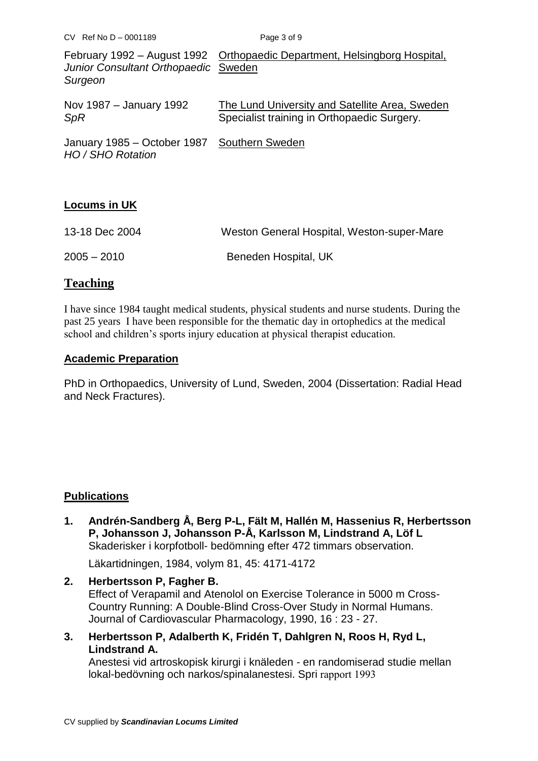February 1992 – August 1992 *Junior Consultant Orthopaedic Surgeon* — Orthopaedic Department, Helsingborg Hospital, Sweden

Nov 1987 – January 1992 *SpR* — The Lund University and Satellite Area, Sweden. Specialist training in Orthopaedic Surgery.

January 1985 – October 1987 *HO / SHO Rotation* — Southern Sweden

**Locums in UK**

| | |
|---|---|
| 13-18 Dec 2004 | Weston General Hospital, Weston-super-Mare |
| 2005 – 2010 | Beneden Hospital, UK |

## Teaching

I have since 1984 taught medical students, physical students and nurse students. During the past 25 years I have been responsible for the thematic day in ortophedics at the medical school and children's sports injury education at physical therapist education.

**Academic Preparation**

PhD in Orthopaedics, University of Lund, Sweden, 2004 (Dissertation: Radial Head and Neck Fractures).

**Publications**

1. **Andrén-Sandberg Å, Berg P-L, Fält M, Hallén M, Hassenius R, Herbertsson P, Johansson J, Johansson P-Å, Karlsson M, Lindstrand A, Löf L**
   Skaderisker i korpfotboll- bedömning efter 472 timmars observation.

   Läkartidningen, 1984, volym 81, 45: 4171-4172

2. **Herbertsson P, Fagher B.**
   Effect of Verapamil and Atenolol on Exercise Tolerance in 5000 m Cross-Country Running: A Double-Blind Cross-Over Study in Normal Humans. Journal of Cardiovascular Pharmacology, 1990, 16 : 23 - 27.

3. **Herbertsson P, Adalberth K, Fridén T, Dahlgren N, Roos H, Ryd L, Lindstrand A.**
   Anestesi vid artroskopisk kirurgi i knäleden - en randomiserad studie mellan lokal-bedövning och narkos/spinalanestesi. Spri rapport 1993

CV supplied by ***Scandinavian Locums Limited***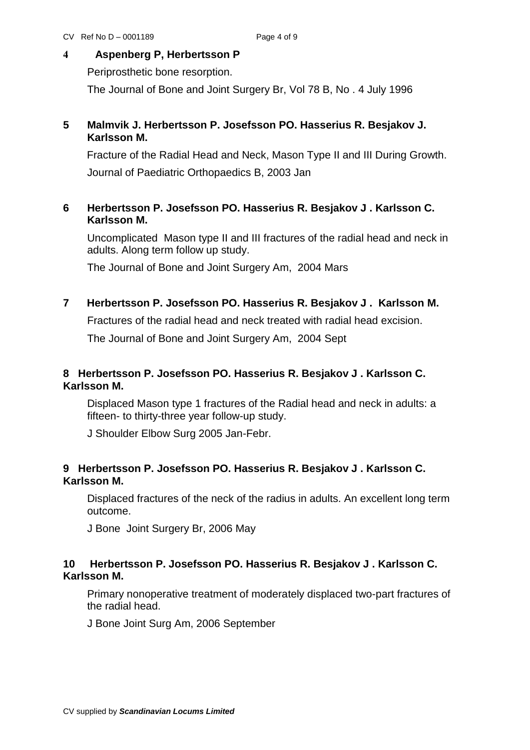**4 Aspenberg P, Herbertsson P**

Periprosthetic bone resorption.

The Journal of Bone and Joint Surgery Br, Vol 78 B, No . 4 July 1996

**5 Malmvik J. Herbertsson P. Josefsson PO. Hasserius R. Besjakov J. Karlsson M.**

Fracture of the Radial Head and Neck, Mason Type II and III During Growth.

Journal of Paediatric Orthopaedics B, 2003 Jan

**6 Herbertsson P. Josefsson PO. Hasserius R. Besjakov J . Karlsson C. Karlsson M.**

Uncomplicated Mason type II and III fractures of the radial head and neck in adults. Along term follow up study.

The Journal of Bone and Joint Surgery Am, 2004 Mars

**7 Herbertsson P. Josefsson PO. Hasserius R. Besjakov J . Karlsson M.**

Fractures of the radial head and neck treated with radial head excision.

The Journal of Bone and Joint Surgery Am, 2004 Sept

**8 Herbertsson P. Josefsson PO. Hasserius R. Besjakov J . Karlsson C. Karlsson M.**

Displaced Mason type 1 fractures of the Radial head and neck in adults: a fifteen- to thirty-three year follow-up study.

J Shoulder Elbow Surg 2005 Jan-Febr.

**9 Herbertsson P. Josefsson PO. Hasserius R. Besjakov J . Karlsson C. Karlsson M.**

Displaced fractures of the neck of the radius in adults. An excellent long term outcome.

J Bone Joint Surgery Br, 2006 May

**10 Herbertsson P. Josefsson PO. Hasserius R. Besjakov J . Karlsson C. Karlsson M.**

Primary nonoperative treatment of moderately displaced two-part fractures of the radial head.

J Bone Joint Surg Am, 2006 September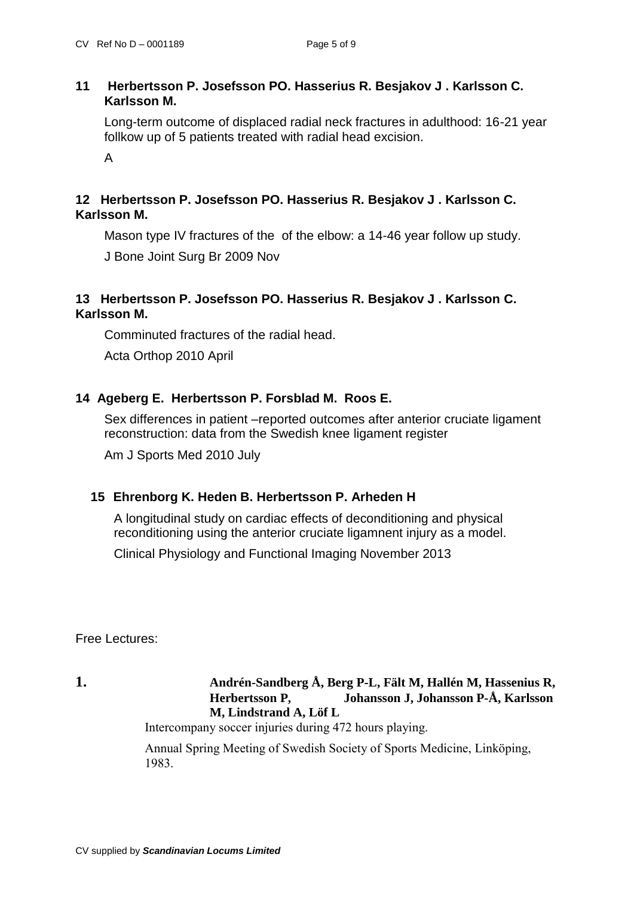**11 Herbertsson P. Josefsson PO. Hasserius R. Besjakov J . Karlsson C. Karlsson M.**

Long-term outcome of displaced radial neck fractures in adulthood: 16-21 year follkow up of 5 patients treated with radial head excision.

A

**12 Herbertsson P. Josefsson PO. Hasserius R. Besjakov J . Karlsson C. Karlsson M.**

Mason type IV fractures of the of the elbow: a 14-46 year follow up study.

J Bone Joint Surg Br 2009 Nov

**13 Herbertsson P. Josefsson PO. Hasserius R. Besjakov J . Karlsson C. Karlsson M.**

Comminuted fractures of the radial head.

Acta Orthop 2010 April

**14 Ageberg E. Herbertsson P. Forsblad M. Roos E.**

Sex differences in patient –reported outcomes after anterior cruciate ligament reconstruction: data from the Swedish knee ligament register

Am J Sports Med 2010 July

**15 Ehrenborg K. Heden B. Herbertsson P. Arheden H**

A longitudinal study on cardiac effects of deconditioning and physical reconditioning using the anterior cruciate ligamnent injury as a model.

Clinical Physiology and Functional Imaging November 2013

Free Lectures:

**1. Andrén-Sandberg Å, Berg P-L, Fält M, Hallén M, Hassenius R, Herbertsson P, Johansson J, Johansson P-Å, Karlsson M, Lindstrand A, Löf L**

Intercompany soccer injuries during 472 hours playing.

Annual Spring Meeting of Swedish Society of Sports Medicine, Linköping, 1983.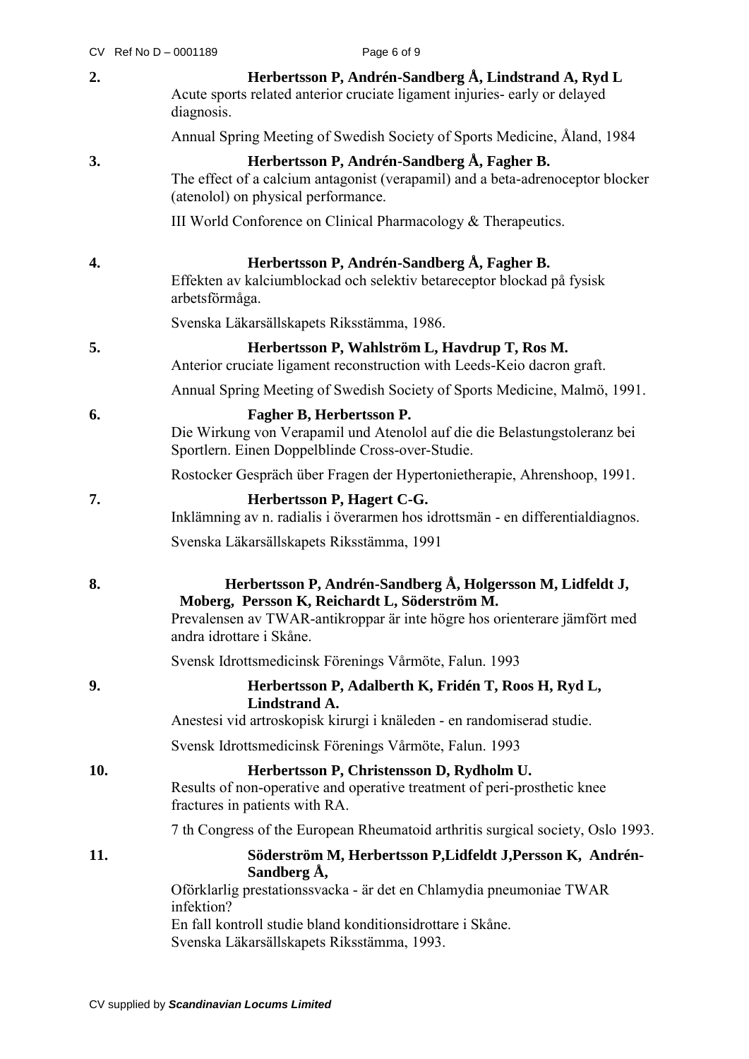**2.** **Herbertsson P, Andrén-Sandberg Å, Lindstrand A, Ryd L**
Acute sports related anterior cruciate ligament injuries- early or delayed diagnosis.

Annual Spring Meeting of Swedish Society of Sports Medicine, Åland, 1984

**3.** **Herbertsson P, Andrén-Sandberg Å, Fagher B.**
The effect of a calcium antagonist (verapamil) and a beta-adrenoceptor blocker (atenolol) on physical performance.

III World Conforence on Clinical Pharmacology & Therapeutics.

**4.** **Herbertsson P, Andrén-Sandberg Å, Fagher B.**
Effekten av kalciumblockad och selektiv betareceptor blockad på fysisk arbetsförmåga.

Svenska Läkarsällskapets Riksstämma, 1986.

**5.** **Herbertsson P, Wahlström L, Havdrup T, Ros M.**
Anterior cruciate ligament reconstruction with Leeds-Keio dacron graft.

Annual Spring Meeting of Swedish Society of Sports Medicine, Malmö, 1991.

**6.** **Fagher B, Herbertsson P.**
Die Wirkung von Verapamil und Atenolol auf die die Belastungstoleranz bei Sportlern. Einen Doppelblinde Cross-over-Studie.

Rostocker Gespräch über Fragen der Hypertonietherapie, Ahrenshoop, 1991.

**7.** **Herbertsson P, Hagert C-G.**
Inklämning av n. radialis i överarmen hos idrottsmän - en differentialdiagnos.

Svenska Läkarsällskapets Riksstämma, 1991

**8.** **Herbertsson P, Andrén-Sandberg Å, Holgersson M, Lidfeldt J, Moberg, Persson K, Reichardt L, Söderström M.**
Prevalensen av TWAR-antikroppar är inte högre hos orienterare jämfört med andra idrottare i Skåne.

Svensk Idrottsmedicinsk Förenings Vårmöte, Falun. 1993

**9.** **Herbertsson P, Adalberth K, Fridén T, Roos H, Ryd L, Lindstrand A.**
Anestesi vid artroskopisk kirurgi i knäleden - en randomiserad studie.

Svensk Idrottsmedicinsk Förenings Vårmöte, Falun. 1993

**10.** **Herbertsson P, Christensson D, Rydholm U.**
Results of non-operative and operative treatment of peri-prosthetic knee fractures in patients with RA.

7 th Congress of the European Rheumatoid arthritis surgical society, Oslo 1993.

**11.** **Söderström M, Herbertsson P,Lidfeldt J,Persson K, Andrén-Sandberg Å,**
Oförklarlig prestationssvacka - är det en Chlamydia pneumoniae TWAR infektion?
En fall kontroll studie bland konditionsidrottare i Skåne.
Svenska Läkarsällskapets Riksstämma, 1993.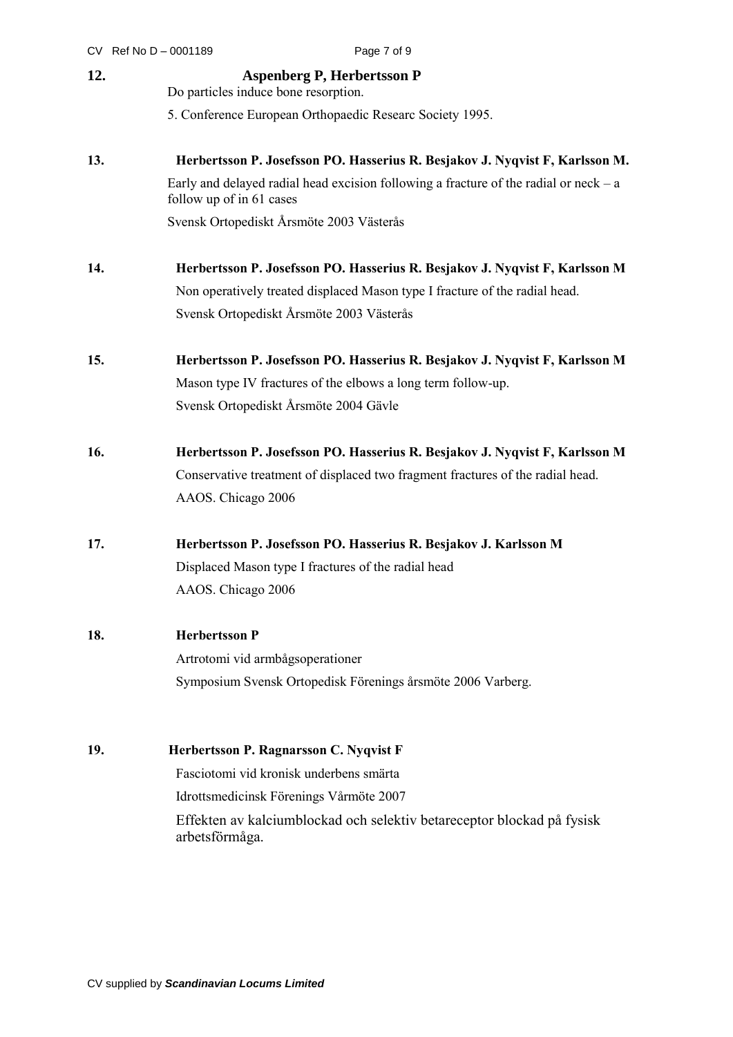**12.** **Aspenberg P, Herbertsson P**

Do particles induce bone resorption.

5. Conference European Orthopaedic Researc Society 1995.

**13.** **Herbertsson P. Josefsson PO. Hasserius R. Besjakov J. Nyqvist F, Karlsson M.**

Early and delayed radial head excision following a fracture of the radial or neck – a follow up of in 61 cases

Svensk Ortopediskt Årsmöte 2003 Västerås

**14.** **Herbertsson P. Josefsson PO. Hasserius R. Besjakov J. Nyqvist F, Karlsson M**

Non operatively treated displaced Mason type I fracture of the radial head.

Svensk Ortopediskt Årsmöte 2003 Västerås

**15.** **Herbertsson P. Josefsson PO. Hasserius R. Besjakov J. Nyqvist F, Karlsson M**

Mason type IV fractures of the elbows a long term follow-up.

Svensk Ortopediskt Årsmöte 2004 Gävle

**16.** **Herbertsson P. Josefsson PO. Hasserius R. Besjakov J. Nyqvist F, Karlsson M**

Conservative treatment of displaced two fragment fractures of the radial head.

AAOS. Chicago 2006

**17.** **Herbertsson P. Josefsson PO. Hasserius R. Besjakov J. Karlsson M**

Displaced Mason type I fractures of the radial head

AAOS. Chicago 2006

**18.** **Herbertsson P**

Artrotomi vid armbågsoperationer

Symposium Svensk Ortopedisk Förenings årsmöte 2006 Varberg.

**19.** **Herbertsson P. Ragnarsson C. Nyqvist F**

Fasciotomi vid kronisk underbens smärta

Idrottsmedicinsk Förenings Vårmöte 2007

Effekten av kalciumblockad och selektiv betareceptor blockad på fysisk arbetsförmåga.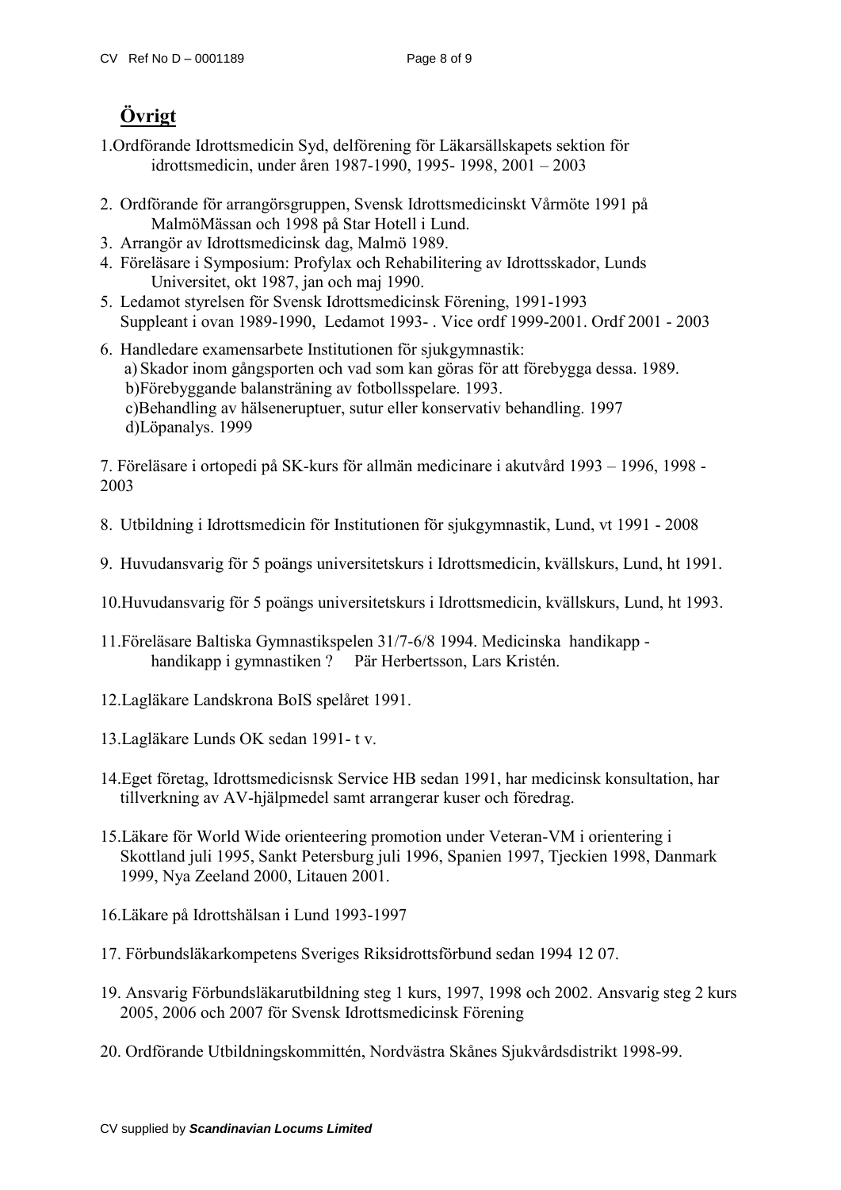## Övrigt

1. Ordförande Idrottsmedicin Syd, delförening för Läkarsällskapets sektion för idrottsmedicin, under åren 1987-1990, 1995- 1998, 2001 – 2003

2. Ordförande för arrangörsgruppen, Svensk Idrottsmedicinskt Vårmöte 1991 på MalmöMässan och 1998 på Star Hotell i Lund.
3. Arrangör av Idrottsmedicinsk dag, Malmö 1989.
4. Föreläsare i Symposium: Profylax och Rehabilitering av Idrottsskador, Lunds Universitet, okt 1987, jan och maj 1990.
5. Ledamot styrelsen för Svensk Idrottsmedicinsk Förening, 1991-1993
   Suppleant i ovan 1989-1990, Ledamot 1993- . Vice ordf 1999-2001. Ordf 2001 - 2003
6. Handledare examensarbete Institutionen för sjukgymnastik:
   a) Skador inom gångsporten och vad som kan göras för att förebygga dessa. 1989.
   b)Förebyggande balansträning av fotbollsspelare. 1993.
   c)Behandling av hälseneruptuer, sutur eller konservativ behandling. 1997
   d)Löpanalys. 1999

7. Föreläsare i ortopedi på SK-kurs för allmän medicinare i akutvård 1993 – 1996, 1998 - 2003

8. Utbildning i Idrottsmedicin för Institutionen för sjukgymnastik, Lund, vt 1991 - 2008

9. Huvudansvarig för 5 poängs universitetskurs i Idrottsmedicin, kvällskurs, Lund, ht 1991.

10. Huvudansvarig för 5 poängs universitetskurs i Idrottsmedicin, kvällskurs, Lund, ht 1993.

11. Föreläsare Baltiska Gymnastikspelen 31/7-6/8 1994. Medicinska handikapp - handikapp i gymnastiken ? Pär Herbertsson, Lars Kristén.

12. Lagläkare Landskrona BoIS spelåret 1991.

13. Lagläkare Lunds OK sedan 1991- t v.

14. Eget företag, Idrottsmedicisnsk Service HB sedan 1991, har medicinsk konsultation, har tillverkning av AV-hjälpmedel samt arrangerar kuser och föredrag.

15. Läkare för World Wide orienteering promotion under Veteran-VM i orientering i Skottland juli 1995, Sankt Petersburg juli 1996, Spanien 1997, Tjeckien 1998, Danmark 1999, Nya Zeeland 2000, Litauen 2001.

16. Läkare på Idrottshälsan i Lund 1993-1997

17. Förbundsläkarkompetens Sveriges Riksidrottsförbund sedan 1994 12 07.

19. Ansvarig Förbundsläkarutbildning steg 1 kurs, 1997, 1998 och 2002. Ansvarig steg 2 kurs 2005, 2006 och 2007 för Svensk Idrottsmedicinsk Förening

20. Ordförande Utbildningskommittén, Nordvästra Skånes Sjukvårdsdistrikt 1998-99.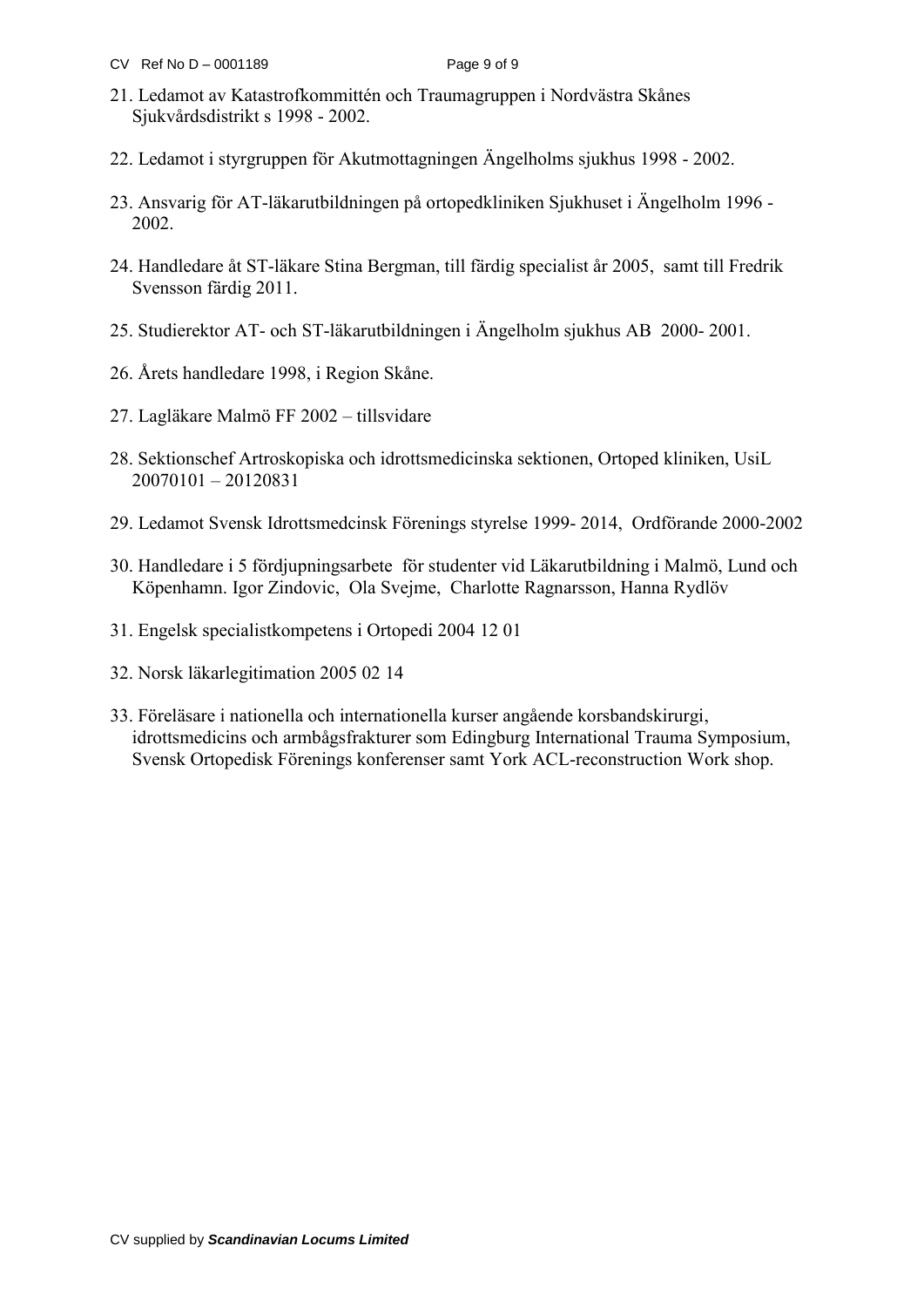21. Ledamot av Katastrofkommittén och Traumagruppen i Nordvästra Skånes Sjukvårdsdistrikt s 1998 - 2002.

22. Ledamot i styrgruppen för Akutmottagningen Ängelholms sjukhus 1998 - 2002.

23. Ansvarig för AT-läkarutbildningen på ortopedkliniken Sjukhuset i Ängelholm 1996 - 2002.

24. Handledare åt ST-läkare Stina Bergman, till färdig specialist år 2005, samt till Fredrik Svensson färdig 2011.

25. Studierektor AT- och ST-läkarutbildningen i Ängelholm sjukhus AB 2000- 2001.

26. Årets handledare 1998, i Region Skåne.

27. Lagläkare Malmö FF 2002 – tillsvidare

28. Sektionschef Artroskopiska och idrottsmedicinska sektionen, Ortoped kliniken, UsiL 20070101 – 20120831

29. Ledamot Svensk Idrottsmedcinsk Förenings styrelse 1999- 2014, Ordförande 2000-2002

30. Handledare i 5 fördjupningsarbete för studenter vid Läkarutbildning i Malmö, Lund och Köpenhamn. Igor Zindovic, Ola Svejme, Charlotte Ragnarsson, Hanna Rydlöv

31. Engelsk specialistkompetens i Ortopedi 2004 12 01

32. Norsk läkarlegitimation 2005 02 14

33. Föreläsare i nationella och internationella kurser angående korsbandskirurgi, idrottsmedicins och armbågsfrakturer som Edingburg International Trauma Symposium, Svensk Ortopedisk Förenings konferenser samt York ACL-reconstruction Work shop.